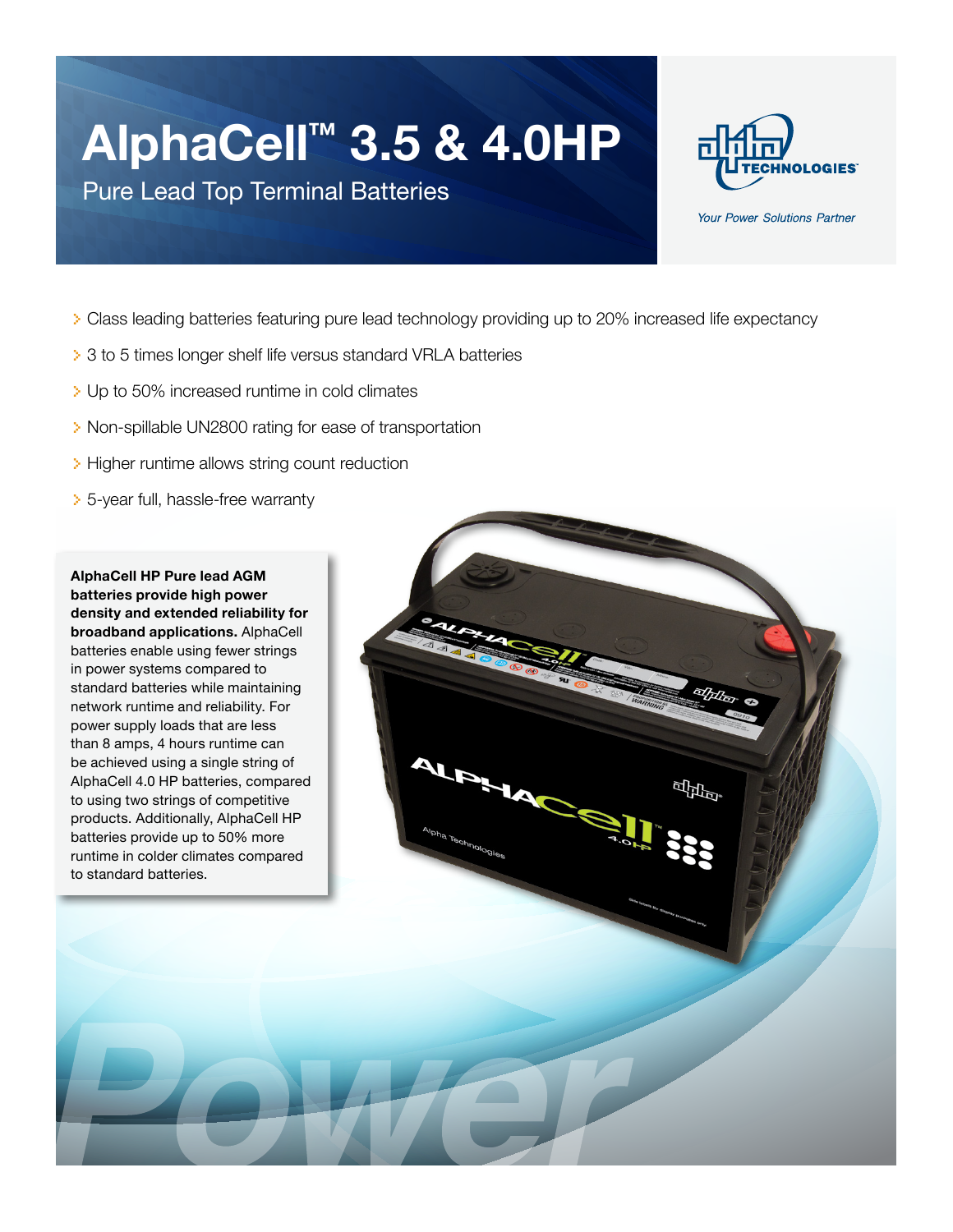# AlphaCell™ 3.5 & 4.0HP

## Pure Lead Top Terminal Batteries

*Your Power Solutions Partner*

- Class leading batteries featuring pure lead technology providing up to 20% increased life expectancy
- 3 to 5 times longer shelf life versus standard VRLA batteries
- Up to 50% increased runtime in cold climates
- Non-spillable UN2800 rating for ease of transportation
- Higher runtime allows string count reduction
- 5-year full, hassle-free warranty

**AlphaCell HP Pure lead AGM batteries provide high power density and extended reliability for broadband applications.** AlphaCell batteries enable using fewer strings in power systems compared to standard batteries while maintaining network runtime and reliability. For power supply loads that are less than 8 amps, 4 hours runtime can be achieved using a single string of AlphaCell 4.0 HP batteries, compared to using two strings of competitive products. Additionally, AlphaCell HP batteries provide up to 50% more runtime in colder climates compared to standard batteries.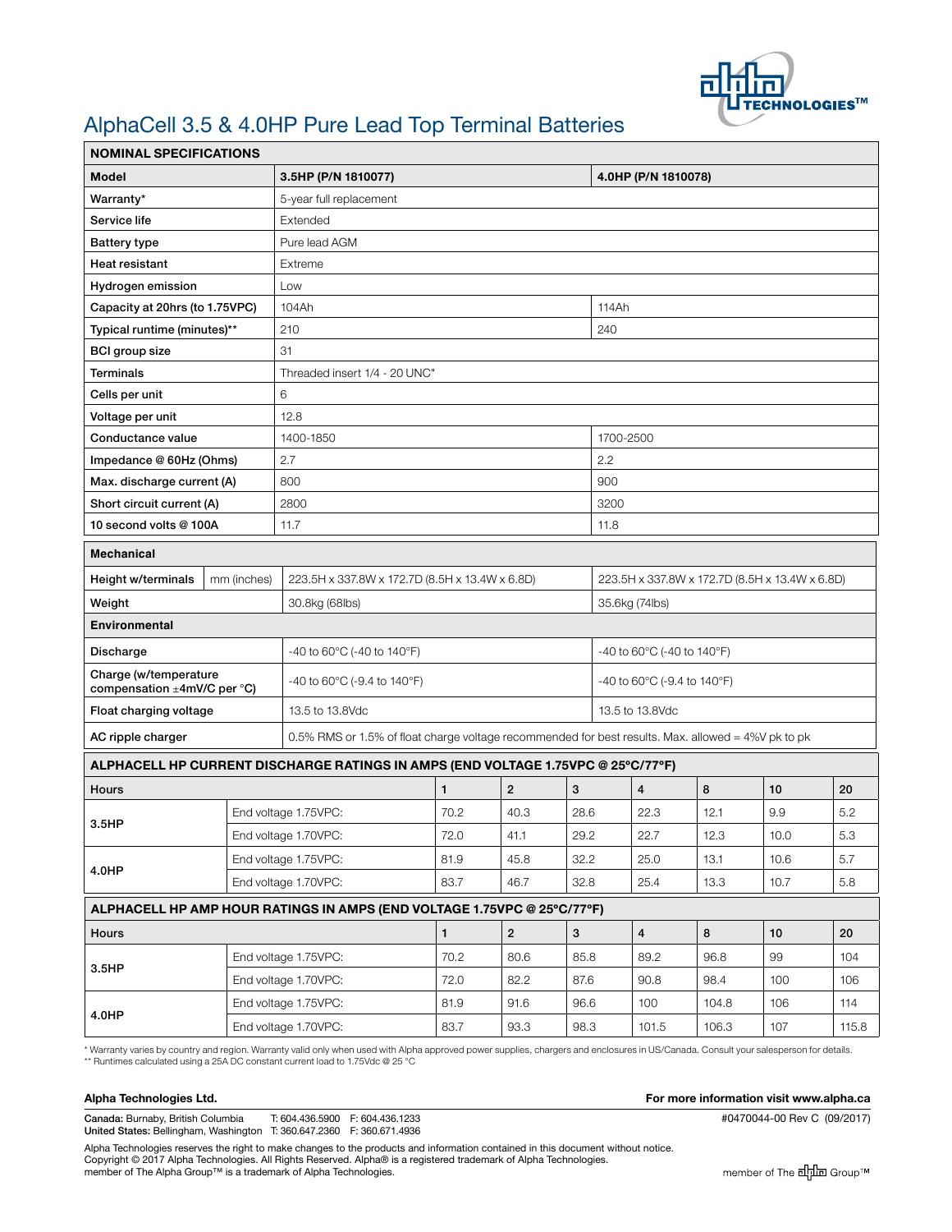# AlphaCell 3.5 & 4.0HP Pure Lead Top Terminal Batteries

| NOMINAL SPECIFICATIONS | | |
|---|---|---|
| **Model** | **3.5HP (P/N 1810077)** | **4.0HP (P/N 1810078)** |
| **Warranty*** | 5-year full replacement | |
| **Service life** | Extended | |
| **Battery type** | Pure lead AGM | |
| **Heat resistant** | Extreme | |
| **Hydrogen emission** | Low | |
| **Capacity at 20hrs (to 1.75VPC)** | 104Ah | 114Ah |
| **Typical runtime (minutes)**** | 210 | 240 |
| **BCI group size** | 31 | |
| **Terminals** | Threaded insert 1/4 - 20 UNC" | |
| **Cells per unit** | 6 | |
| **Voltage per unit** | 12.8 | |
| **Conductance value** | 1400-1850 | 1700-2500 |
| **Impedance @ 60Hz (Ohms)** | 2.7 | 2.2 |
| **Max. discharge current (A)** | 800 | 900 |
| **Short circuit current (A)** | 2800 | 3200 |
| **10 second volts @ 100A** | 11.7 | 11.8 |

| Mechanical | | | |
|---|---|---|---|
| **Height w/terminals** | mm (inches) | 223.5H x 337.8W x 172.7D (8.5H x 13.4W x 6.8D) | 223.5H x 337.8W x 172.7D (8.5H x 13.4W x 6.8D) |
| **Weight** | | 30.8kg (68lbs) | 35.6kg (74lbs) |
| **Environmental** | | | |
| **Discharge** | | -40 to 60°C (-40 to 140°F) | -40 to 60°C (-40 to 140°F) |
| **Charge (w/temperature compensation ±4mV/C per °C)** | | -40 to 60°C (-9.4 to 140°F) | -40 to 60°C (-9.4 to 140°F) |
| **Float charging voltage** | | 13.5 to 13.8Vdc | 13.5 to 13.8Vdc |
| **AC ripple charger** | | 0.5% RMS or 1.5% of float charge voltage recommended for best results. Max. allowed = 4%V pk to pk | |

| ALPHACELL HP CURRENT DISCHARGE RATINGS IN AMPS (END VOLTAGE 1.75VPC @ 25°C/77°F) | | | | | | | | |
|---|---|---|---|---|---|---|---|---|
| **Hours** | | **1** | **2** | **3** | **4** | **8** | **10** | **20** |
| **3.5HP** | End voltage 1.75VPC: | 70.2 | 40.3 | 28.6 | 22.3 | 12.1 | 9.9 | 5.2 |
| | End voltage 1.70VPC: | 72.0 | 41.1 | 29.2 | 22.7 | 12.3 | 10.0 | 5.3 |
| **4.0HP** | End voltage 1.75VPC: | 81.9 | 45.8 | 32.2 | 25.0 | 13.1 | 10.6 | 5.7 |
| | End voltage 1.70VPC: | 83.7 | 46.7 | 32.8 | 25.4 | 13.3 | 10.7 | 5.8 |

| ALPHACELL HP AMP HOUR RATINGS IN AMPS (END VOLTAGE 1.75VPC @ 25°C/77°F) | | | | | | | | |
|---|---|---|---|---|---|---|---|---|
| **Hours** | | **1** | **2** | **3** | **4** | **8** | **10** | **20** |
| **3.5HP** | End voltage 1.75VPC: | 70.2 | 80.6 | 85.8 | 89.2 | 96.8 | 99 | 104 |
| | End voltage 1.70VPC: | 72.0 | 82.2 | 87.6 | 90.8 | 98.4 | 100 | 106 |
| **4.0HP** | End voltage 1.75VPC: | 81.9 | 91.6 | 96.6 | 100 | 104.8 | 106 | 114 |
| | End voltage 1.70VPC: | 83.7 | 93.3 | 98.3 | 101.5 | 106.3 | 107 | 115.8 |

\* Warranty varies by country and region. Warranty valid only when used with Alpha approved power supplies, chargers and enclosures in US/Canada. Consult your salesperson for details.
** Runtimes calculated using a 25A DC constant current load to 1.75Vdc @ 25 °C

**Alpha Technologies Ltd.**

**For more information visit www.alpha.ca**

**Canada:** Burnaby, British Columbia T: 604.436.5900 F: 604.436.1233
**United States:** Bellingham, Washington T: 360.647.2360 F: 360.671.4936

#0470044-00 Rev C (09/2017)

Alpha Technologies reserves the right to make changes to the products and information contained in this document without notice.
Copyright © 2017 Alpha Technologies. All Rights Reserved. Alpha® is a registered trademark of Alpha Technologies.
member of The Alpha Group™ is a trademark of Alpha Technologies.

member of The Alpha Group™